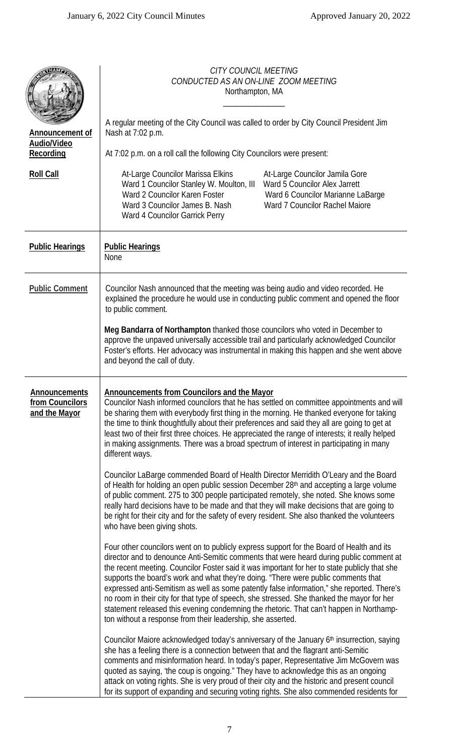CITY COUNCIL MEETING
CONDUCTED AS AN ON-LINE ZOOM MEETING
Northampton, MA

A regular meeting of the City Council was called to order by City Council President Jim Nash at 7:02 p.m.

**Announcement of Audio/Video Recording**

At 7:02 p.m. on a roll call the following City Councilors were present:

**Roll Call**

At-Large Councilor Marissa Elkins
Ward 1 Councilor Stanley W. Moulton, III
Ward 2 Councilor Karen Foster
Ward 3 Councilor James B. Nash
Ward 4 Councilor Garrick Perry
At-Large Councilor Jamila Gore
Ward 5 Councilor Alex Jarrett
Ward 6 Councilor Marianne LaBarge
Ward 7 Councilor Rachel Maiore

## Public Hearings

None

## Public Comment

Councilor Nash announced that the meeting was being audio and video recorded. He explained the procedure he would use in conducting public comment and opened the floor to public comment.

**Meg Bandarra of Northampton** thanked those councilors who voted in December to approve the unpaved universally accessible trail and particularly acknowledged Councilor Foster's efforts. Her advocacy was instrumental in making this happen and she went above and beyond the call of duty.

## Announcements from Councilors and the Mayor

Councilor Nash informed councilors that he has settled on committee appointments and will be sharing them with everybody first thing in the morning. He thanked everyone for taking the time to think thoughtfully about their preferences and said they all are going to get at least two of their first three choices. He appreciated the range of interests; it really helped in making assignments. There was a broad spectrum of interest in participating in many different ways.

Councilor LaBarge commended Board of Health Director Merridith O'Leary and the Board of Health for holding an open public session December 28th and accepting a large volume of public comment. 275 to 300 people participated remotely, she noted. She knows some really hard decisions have to be made and that they will make decisions that are going to be right for their city and for the safety of every resident. She also thanked the volunteers who have been giving shots.

Four other councilors went on to publicly express support for the Board of Health and its director and to denounce Anti-Semitic comments that were heard during public comment at the recent meeting. Councilor Foster said it was important for her to state publicly that she supports the board's work and what they're doing. "There were public comments that expressed anti-Semitism as well as some patently false information," she reported. There's no room in their city for that type of speech, she stressed. She thanked the mayor for her statement released this evening condemning the rhetoric. That can't happen in Northampton without a response from their leadership, she asserted.

Councilor Maiore acknowledged today's anniversary of the January 6th insurrection, saying she has a feeling there is a connection between that and the flagrant anti-Semitic comments and misinformation heard. In today's paper, Representative Jim McGovern was quoted as saying, 'the coup is ongoing." They have to acknowledge this as an ongoing attack on voting rights. She is very proud of their city and the historic and present council for its support of expanding and securing voting rights. She also commended residents for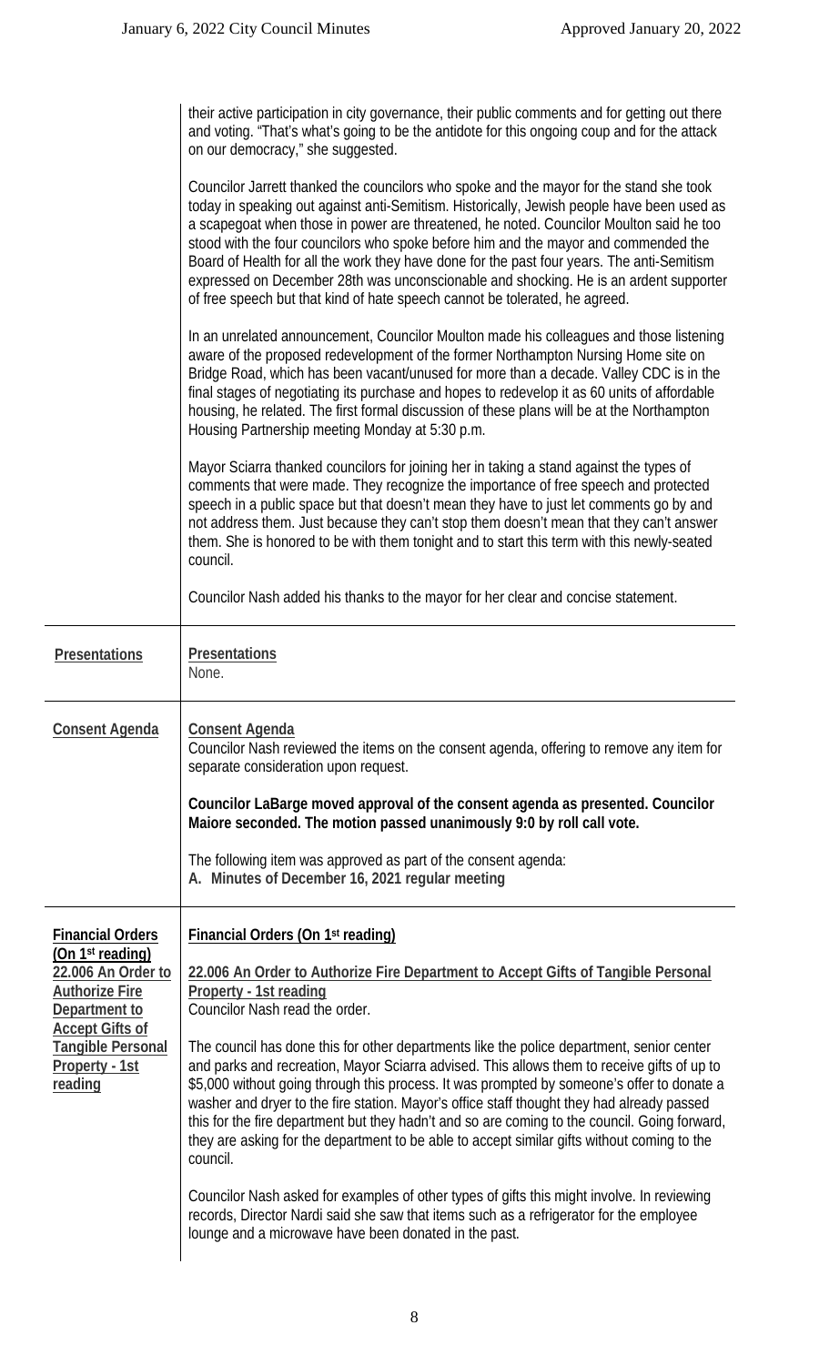their active participation in city governance, their public comments and for getting out there and voting. "That's what's going to be the antidote for this ongoing coup and for the attack on our democracy," she suggested.

Councilor Jarrett thanked the councilors who spoke and the mayor for the stand she took today in speaking out against anti-Semitism. Historically, Jewish people have been used as a scapegoat when those in power are threatened, he noted. Councilor Moulton said he too stood with the four councilors who spoke before him and the mayor and commended the Board of Health for all the work they have done for the past four years. The anti-Semitism expressed on December 28th was unconscionable and shocking. He is an ardent supporter of free speech but that kind of hate speech cannot be tolerated, he agreed.

In an unrelated announcement, Councilor Moulton made his colleagues and those listening aware of the proposed redevelopment of the former Northampton Nursing Home site on Bridge Road, which has been vacant/unused for more than a decade. Valley CDC is in the final stages of negotiating its purchase and hopes to redevelop it as 60 units of affordable housing, he related. The first formal discussion of these plans will be at the Northampton Housing Partnership meeting Monday at 5:30 p.m.

Mayor Sciarra thanked councilors for joining her in taking a stand against the types of comments that were made. They recognize the importance of free speech and protected speech in a public space but that doesn't mean they have to just let comments go by and not address them. Just because they can't stop them doesn't mean that they can't answer them. She is honored to be with them tonight and to start this term with this newly-seated council.

Councilor Nash added his thanks to the mayor for her clear and concise statement.

## Presentations

**Presentations**
None.

## Consent Agenda

**Consent Agenda**
Councilor Nash reviewed the items on the consent agenda, offering to remove any item for separate consideration upon request.

**Councilor LaBarge moved approval of the consent agenda as presented. Councilor Maiore seconded. The motion passed unanimously 9:0 by roll call vote.**

The following item was approved as part of the consent agenda:
**A. Minutes of December 16, 2021 regular meeting**

## Financial Orders (On 1st reading)

### 22.006 An Order to Authorize Fire Department to Accept Gifts of Tangible Personal Property - 1st reading

Councilor Nash read the order.

The council has done this for other departments like the police department, senior center and parks and recreation, Mayor Sciarra advised. This allows them to receive gifts of up to $5,000 without going through this process. It was prompted by someone's offer to donate a washer and dryer to the fire station. Mayor's office staff thought they had already passed this for the fire department but they hadn't and so are coming to the council. Going forward, they are asking for the department to be able to accept similar gifts without coming to the council.

Councilor Nash asked for examples of other types of gifts this might involve. In reviewing records, Director Nardi said she saw that items such as a refrigerator for the employee lounge and a microwave have been donated in the past.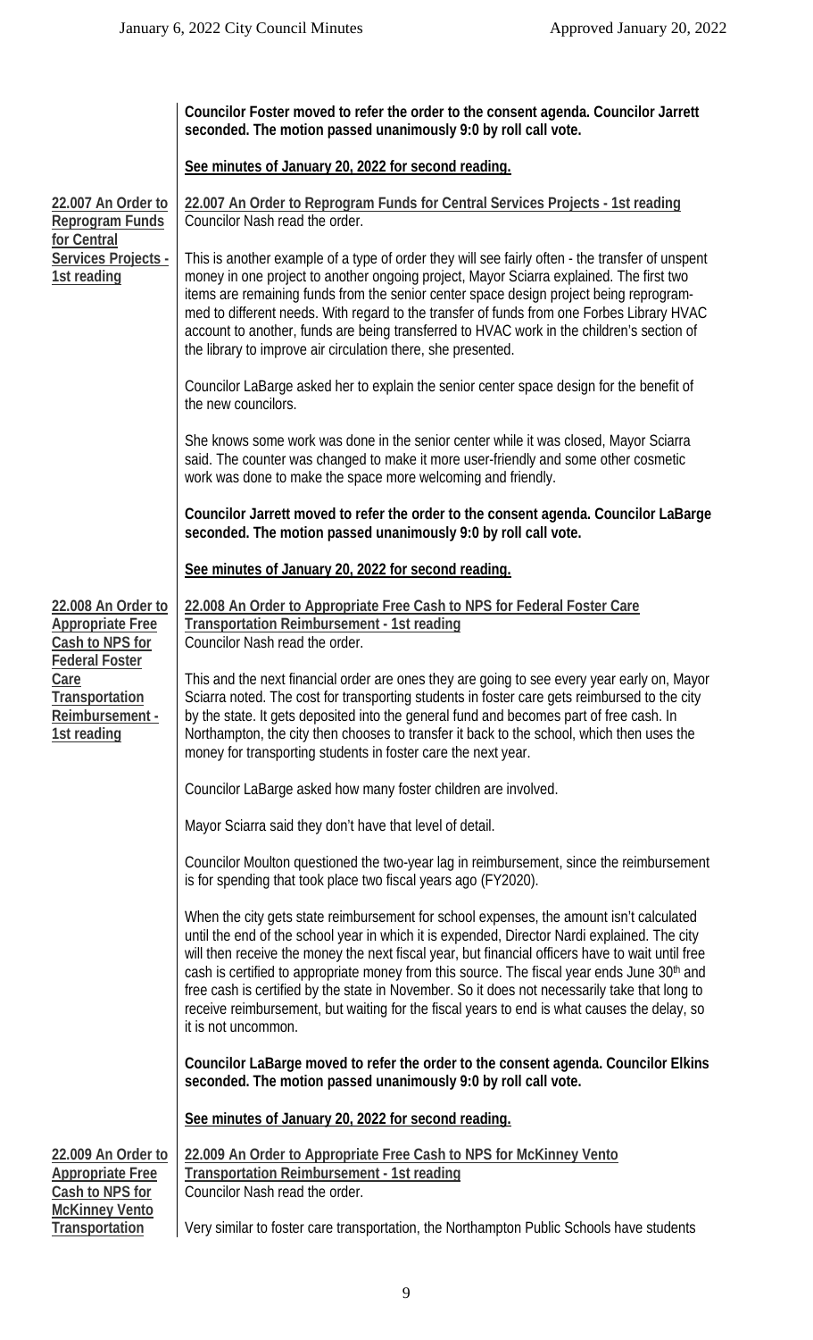**Councilor Foster moved to refer the order to the consent agenda. Councilor Jarrett seconded. The motion passed unanimously 9:0 by roll call vote.**

**See minutes of January 20, 2022 for second reading.**

**22.007 An Order to Reprogram Funds for Central Services Projects - 1st reading**

Councilor Nash read the order.

This is another example of a type of order they will see fairly often - the transfer of unspent money in one project to another ongoing project, Mayor Sciarra explained. The first two items are remaining funds from the senior center space design project being reprogrammed to different needs. With regard to the transfer of funds from one Forbes Library HVAC account to another, funds are being transferred to HVAC work in the children's section of the library to improve air circulation there, she presented.

Councilor LaBarge asked her to explain the senior center space design for the benefit of the new councilors.

She knows some work was done in the senior center while it was closed, Mayor Sciarra said. The counter was changed to make it more user-friendly and some other cosmetic work was done to make the space more welcoming and friendly.

**Councilor Jarrett moved to refer the order to the consent agenda. Councilor LaBarge seconded. The motion passed unanimously 9:0 by roll call vote.**

**See minutes of January 20, 2022 for second reading.**

**22.008 An Order to Appropriate Free Cash to NPS for Federal Foster Care Transportation Reimbursement - 1st reading**

Councilor Nash read the order.

This and the next financial order are ones they are going to see every year early on, Mayor Sciarra noted. The cost for transporting students in foster care gets reimbursed to the city by the state. It gets deposited into the general fund and becomes part of free cash. In Northampton, the city then chooses to transfer it back to the school, which then uses the money for transporting students in foster care the next year.

Councilor LaBarge asked how many foster children are involved.

Mayor Sciarra said they don't have that level of detail.

Councilor Moulton questioned the two-year lag in reimbursement, since the reimbursement is for spending that took place two fiscal years ago (FY2020).

When the city gets state reimbursement for school expenses, the amount isn't calculated until the end of the school year in which it is expended, Director Nardi explained. The city will then receive the money the next fiscal year, but financial officers have to wait until free cash is certified to appropriate money from this source. The fiscal year ends June 30th and free cash is certified by the state in November. So it does not necessarily take that long to receive reimbursement, but waiting for the fiscal years to end is what causes the delay, so it is not uncommon.

**Councilor LaBarge moved to refer the order to the consent agenda. Councilor Elkins seconded. The motion passed unanimously 9:0 by roll call vote.**

**See minutes of January 20, 2022 for second reading.**

**22.009 An Order to Appropriate Free Cash to NPS for McKinney Vento Transportation Reimbursement - 1st reading**

Councilor Nash read the order.

Very similar to foster care transportation, the Northampton Public Schools have students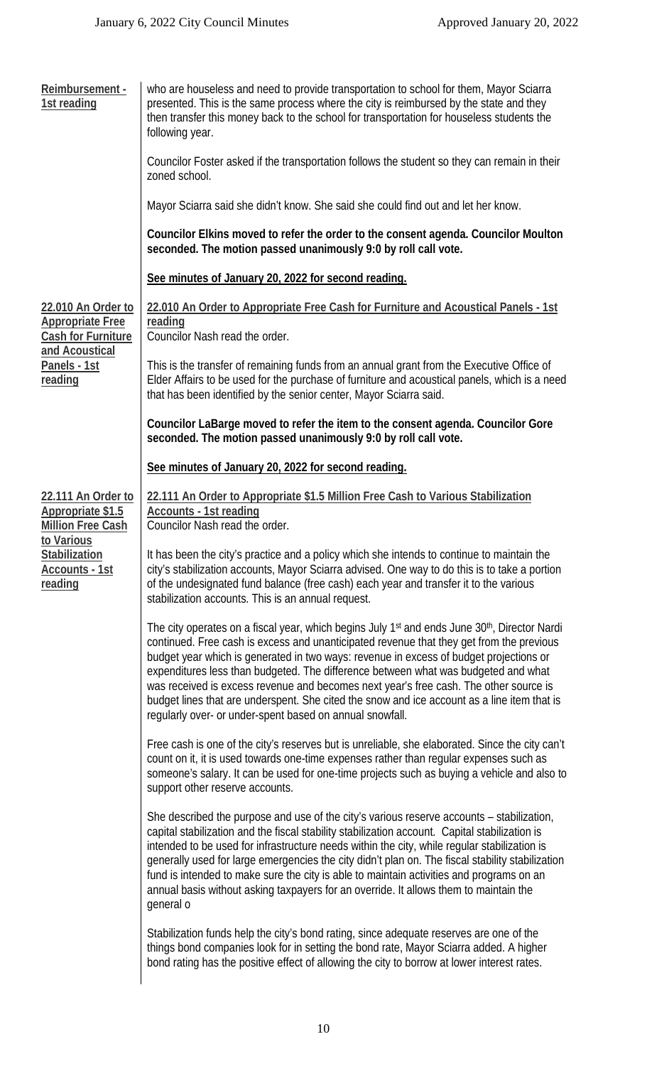**Reimbursement - 1st reading**

who are houseless and need to provide transportation to school for them, Mayor Sciarra presented. This is the same process where the city is reimbursed by the state and they then transfer this money back to the school for transportation for houseless students the following year.

Councilor Foster asked if the transportation follows the student so they can remain in their zoned school.

Mayor Sciarra said she didn't know. She said she could find out and let her know.

**Councilor Elkins moved to refer the order to the consent agenda. Councilor Moulton seconded. The motion passed unanimously 9:0 by roll call vote.**

**See minutes of January 20, 2022 for second reading.**

**22.010 An Order to Appropriate Free Cash for Furniture and Acoustical Panels - 1st reading**

**22.010 An Order to Appropriate Free Cash for Furniture and Acoustical Panels - 1st reading**
Councilor Nash read the order.

This is the transfer of remaining funds from an annual grant from the Executive Office of Elder Affairs to be used for the purchase of furniture and acoustical panels, which is a need that has been identified by the senior center, Mayor Sciarra said.

**Councilor LaBarge moved to refer the item to the consent agenda. Councilor Gore seconded. The motion passed unanimously 9:0 by roll call vote.**

**See minutes of January 20, 2022 for second reading.**

**22.111 An Order to Appropriate $1.5 Million Free Cash to Various Stabilization Accounts - 1st reading**

**22.111 An Order to Appropriate $1.5 Million Free Cash to Various Stabilization Accounts - 1st reading**
Councilor Nash read the order.

It has been the city's practice and a policy which she intends to continue to maintain the city's stabilization accounts, Mayor Sciarra advised. One way to do this is to take a portion of the undesignated fund balance (free cash) each year and transfer it to the various stabilization accounts. This is an annual request.

The city operates on a fiscal year, which begins July 1st and ends June 30th, Director Nardi continued. Free cash is excess and unanticipated revenue that they get from the previous budget year which is generated in two ways: revenue in excess of budget projections or expenditures less than budgeted. The difference between what was budgeted and what was received is excess revenue and becomes next year's free cash. The other source is budget lines that are underspent. She cited the snow and ice account as a line item that is regularly over- or under-spent based on annual snowfall.

Free cash is one of the city's reserves but is unreliable, she elaborated. Since the city can't count on it, it is used towards one-time expenses rather than regular expenses such as someone's salary. It can be used for one-time projects such as buying a vehicle and also to support other reserve accounts.

She described the purpose and use of the city's various reserve accounts – stabilization, capital stabilization and the fiscal stability stabilization account. Capital stabilization is intended to be used for infrastructure needs within the city, while regular stabilization is generally used for large emergencies the city didn't plan on. The fiscal stability stabilization fund is intended to make sure the city is able to maintain activities and programs on an annual basis without asking taxpayers for an override. It allows them to maintain the general o

Stabilization funds help the city's bond rating, since adequate reserves are one of the things bond companies look for in setting the bond rate, Mayor Sciarra added. A higher bond rating has the positive effect of allowing the city to borrow at lower interest rates.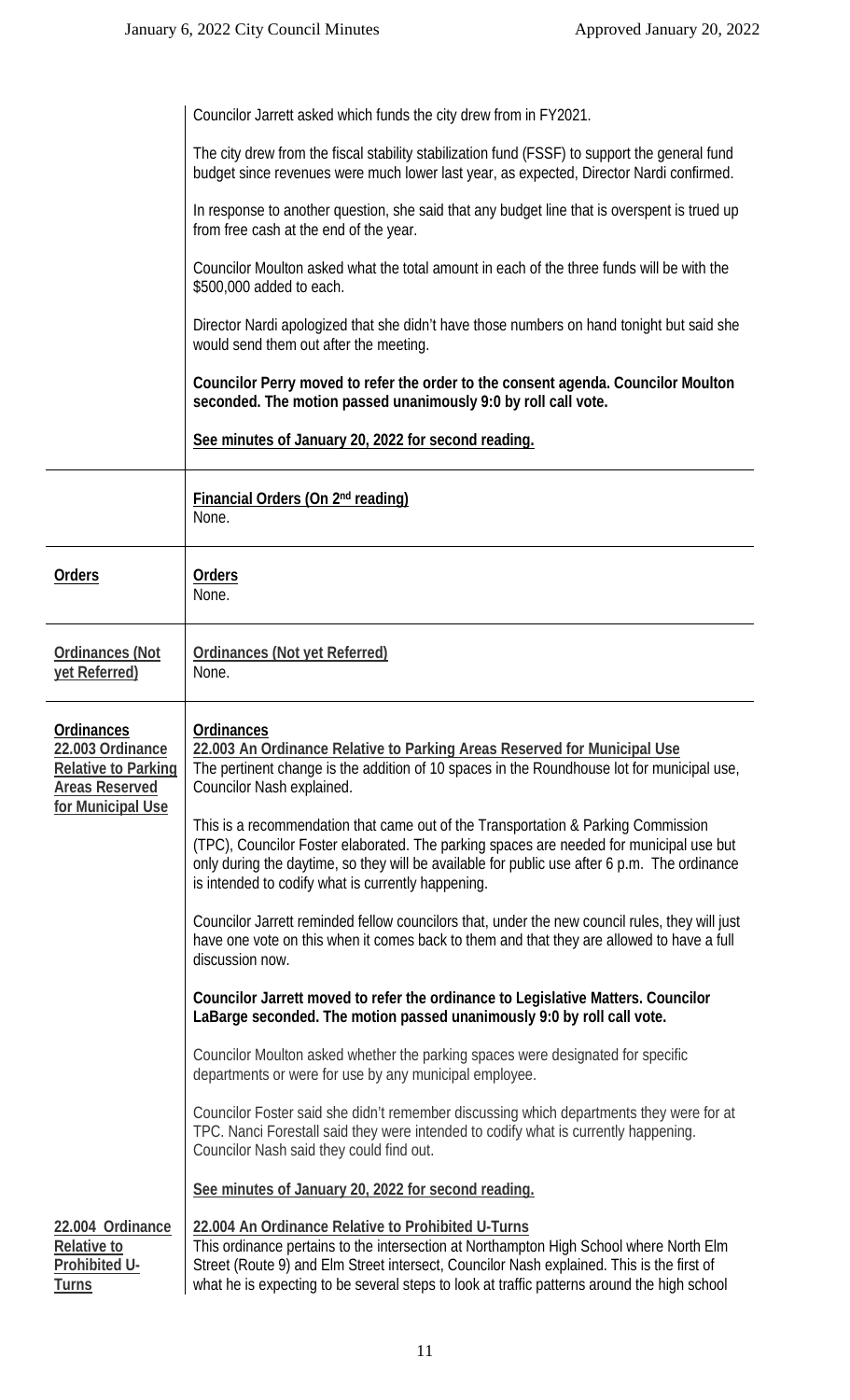Councilor Jarrett asked which funds the city drew from in FY2021.

The city drew from the fiscal stability stabilization fund (FSSF) to support the general fund budget since revenues were much lower last year, as expected, Director Nardi confirmed.

In response to another question, she said that any budget line that is overspent is trued up from free cash at the end of the year.

Councilor Moulton asked what the total amount in each of the three funds will be with the $500,000 added to each.

Director Nardi apologized that she didn't have those numbers on hand tonight but said she would send them out after the meeting.

**Councilor Perry moved to refer the order to the consent agenda. Councilor Moulton seconded. The motion passed unanimously 9:0 by roll call vote.**

**See minutes of January 20, 2022 for second reading.**

---

**Financial Orders (On 2nd reading)**
None.

---

**Orders**

**Orders**
None.

---

**Ordinances (Not yet Referred)**

**Ordinances (Not yet Referred)**
None.

---

**Ordinances 22.003 Ordinance Relative to Parking Areas Reserved for Municipal Use**

**Ordinances**
**22.003 An Ordinance Relative to Parking Areas Reserved for Municipal Use**
The pertinent change is the addition of 10 spaces in the Roundhouse lot for municipal use, Councilor Nash explained.

This is a recommendation that came out of the Transportation & Parking Commission (TPC), Councilor Foster elaborated. The parking spaces are needed for municipal use but only during the daytime, so they will be available for public use after 6 p.m. The ordinance is intended to codify what is currently happening.

Councilor Jarrett reminded fellow councilors that, under the new council rules, they will just have one vote on this when it comes back to them and that they are allowed to have a full discussion now.

**Councilor Jarrett moved to refer the ordinance to Legislative Matters. Councilor LaBarge seconded. The motion passed unanimously 9:0 by roll call vote.**

Councilor Moulton asked whether the parking spaces were designated for specific departments or were for use by any municipal employee.

Councilor Foster said she didn't remember discussing which departments they were for at TPC. Nanci Forestall said they were intended to codify what is currently happening. Councilor Nash said they could find out.

**See minutes of January 20, 2022 for second reading.**

**22.004 Ordinance Relative to Prohibited U-Turns**

**22.004 An Ordinance Relative to Prohibited U-Turns**
This ordinance pertains to the intersection at Northampton High School where North Elm Street (Route 9) and Elm Street intersect, Councilor Nash explained. This is the first of what he is expecting to be several steps to look at traffic patterns around the high school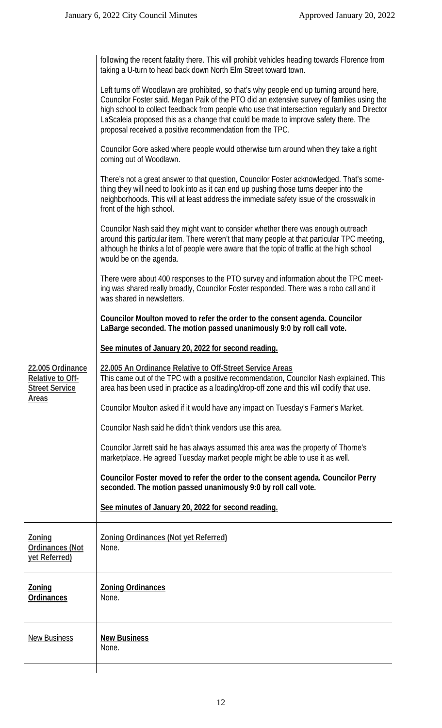following the recent fatality there. This will prohibit vehicles heading towards Florence from taking a U-turn to head back down North Elm Street toward town.

Left turns off Woodlawn are prohibited, so that's why people end up turning around here, Councilor Foster said. Megan Paik of the PTO did an extensive survey of families using the high school to collect feedback from people who use that intersection regularly and Director LaScaleia proposed this as a change that could be made to improve safety there. The proposal received a positive recommendation from the TPC.

Councilor Gore asked where people would otherwise turn around when they take a right coming out of Woodlawn.

There's not a great answer to that question, Councilor Foster acknowledged. That's something they will need to look into as it can end up pushing those turns deeper into the neighborhoods. This will at least address the immediate safety issue of the crosswalk in front of the high school.

Councilor Nash said they might want to consider whether there was enough outreach around this particular item. There weren't that many people at that particular TPC meeting, although he thinks a lot of people were aware that the topic of traffic at the high school would be on the agenda.

There were about 400 responses to the PTO survey and information about the TPC meeting was shared really broadly, Councilor Foster responded. There was a robo call and it was shared in newsletters.

**Councilor Moulton moved to refer the order to the consent agenda. Councilor LaBarge seconded. The motion passed unanimously 9:0 by roll call vote.**

**See minutes of January 20, 2022 for second reading.**

## 22.005 An Ordinance Relative to Off-Street Service Areas

This came out of the TPC with a positive recommendation, Councilor Nash explained. This area has been used in practice as a loading/drop-off zone and this will codify that use.

Councilor Moulton asked if it would have any impact on Tuesday's Farmer's Market.

Councilor Nash said he didn't think vendors use this area.

Councilor Jarrett said he has always assumed this area was the property of Thorne's marketplace. He agreed Tuesday market people might be able to use it as well.

**Councilor Foster moved to refer the order to the consent agenda. Councilor Perry seconded. The motion passed unanimously 9:0 by roll call vote.**

**See minutes of January 20, 2022 for second reading.**

## Zoning Ordinances (Not yet Referred)

None.

## Zoning Ordinances

None.

## New Business

None.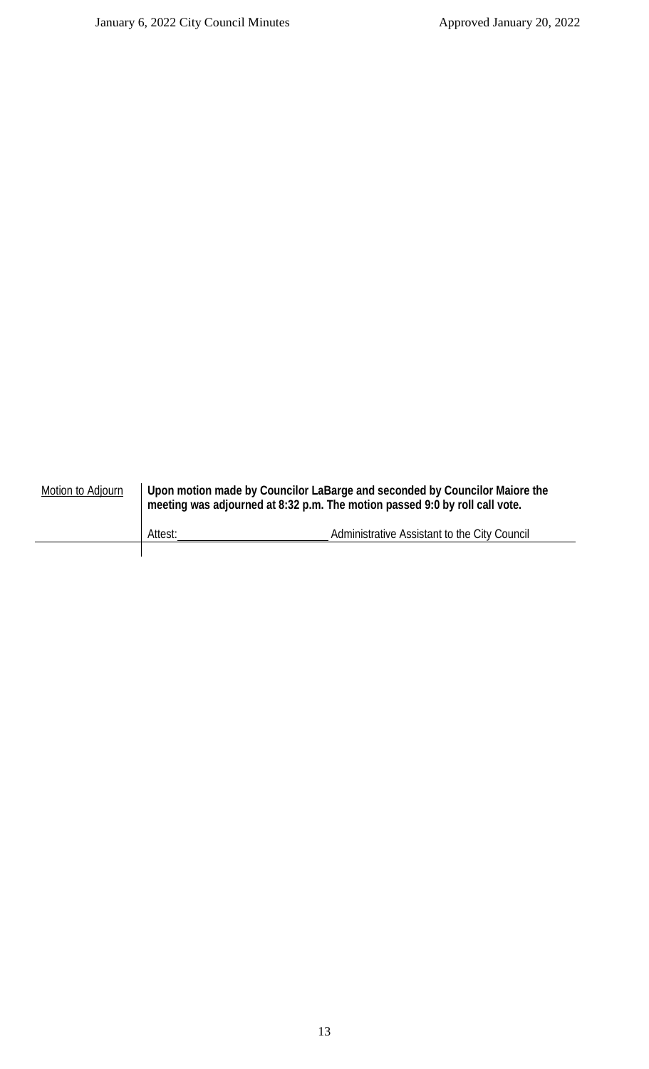| | |
|---|---|
| Motion to Adjourn | **Upon motion made by Councilor LaBarge and seconded by Councilor Maiore the meeting was adjourned at 8:32 p.m. The motion passed 9:0 by roll call vote.** |
| | Attest:\_\_\_\_\_\_\_\_\_\_\_\_\_\_\_\_\_\_\_\_\_\_\_\_\_\_ Administrative Assistant to the City Council |